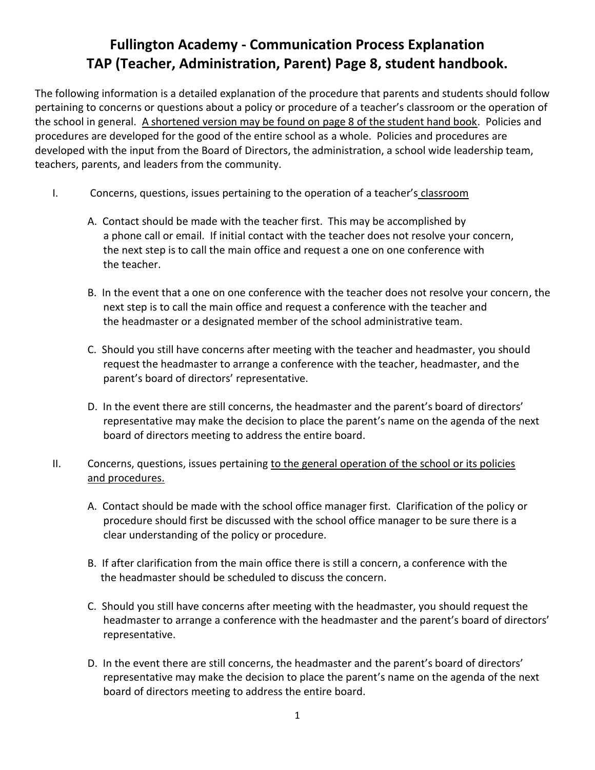# Fullington Academy - Communication Process Explanation
# TAP (Teacher, Administration, Parent) Page 8, student handbook.

The following information is a detailed explanation of the procedure that parents and students should follow pertaining to concerns or questions about a policy or procedure of a teacher's classroom or the operation of the school in general. A shortened version may be found on page 8 of the student hand book. Policies and procedures are developed for the good of the entire school as a whole. Policies and procedures are developed with the input from the Board of Directors, the administration, a school wide leadership team, teachers, parents, and leaders from the community.

I. Concerns, questions, issues pertaining to the operation of a teacher's classroom

   A. Contact should be made with the teacher first. This may be accomplished by a phone call or email. If initial contact with the teacher does not resolve your concern, the next step is to call the main office and request a one on one conference with the teacher.

   B. In the event that a one on one conference with the teacher does not resolve your concern, the next step is to call the main office and request a conference with the teacher and the headmaster or a designated member of the school administrative team.

   C. Should you still have concerns after meeting with the teacher and headmaster, you should request the headmaster to arrange a conference with the teacher, headmaster, and the parent's board of directors' representative.

   D. In the event there are still concerns, the headmaster and the parent's board of directors' representative may make the decision to place the parent's name on the agenda of the next board of directors meeting to address the entire board.

II. Concerns, questions, issues pertaining to the general operation of the school or its policies and procedures.

   A. Contact should be made with the school office manager first. Clarification of the policy or procedure should first be discussed with the school office manager to be sure there is a clear understanding of the policy or procedure.

   B. If after clarification from the main office there is still a concern, a conference with the the headmaster should be scheduled to discuss the concern.

   C. Should you still have concerns after meeting with the headmaster, you should request the headmaster to arrange a conference with the headmaster and the parent's board of directors' representative.

   D. In the event there are still concerns, the headmaster and the parent's board of directors' representative may make the decision to place the parent's name on the agenda of the next board of directors meeting to address the entire board.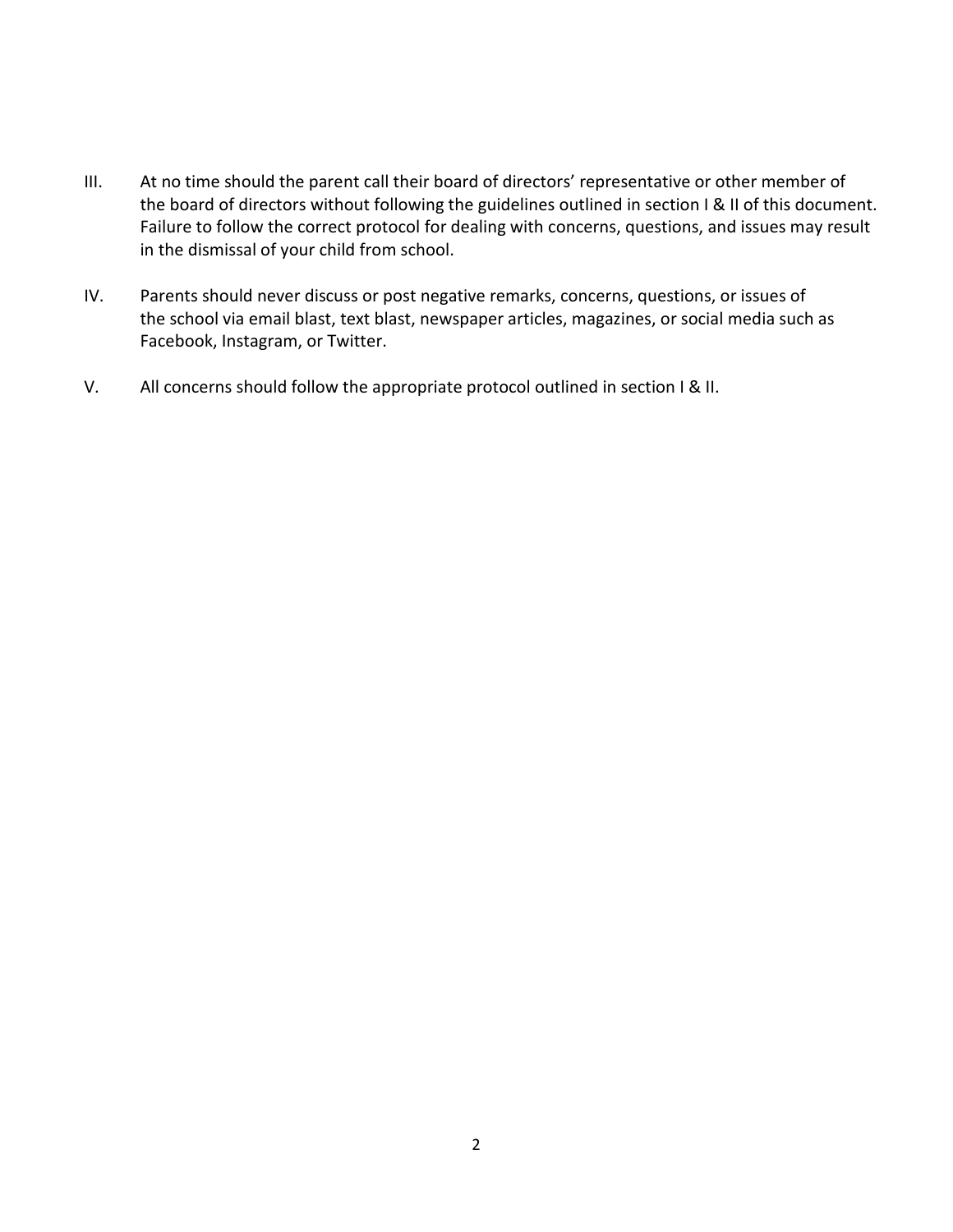III. At no time should the parent call their board of directors' representative or other member of the board of directors without following the guidelines outlined in section I & II of this document. Failure to follow the correct protocol for dealing with concerns, questions, and issues may result in the dismissal of your child from school.

IV. Parents should never discuss or post negative remarks, concerns, questions, or issues of the school via email blast, text blast, newspaper articles, magazines, or social media such as Facebook, Instagram, or Twitter.

V. All concerns should follow the appropriate protocol outlined in section I & II.